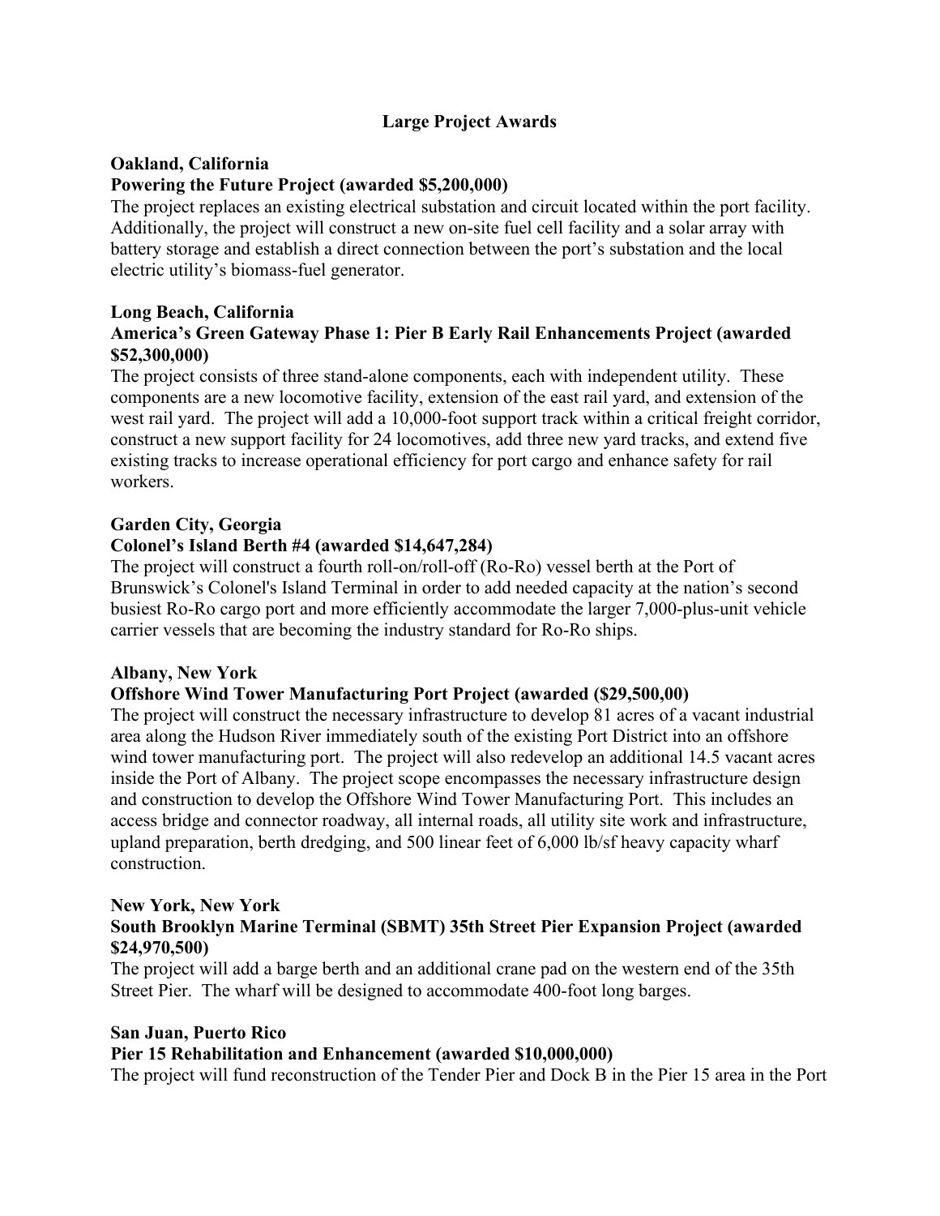## Large Project Awards

**Oakland, California**
**Powering the Future Project (awarded $5,200,000)**

The project replaces an existing electrical substation and circuit located within the port facility. Additionally, the project will construct a new on-site fuel cell facility and a solar array with battery storage and establish a direct connection between the port's substation and the local electric utility's biomass-fuel generator.

**Long Beach, California**
**America's Green Gateway Phase 1: Pier B Early Rail Enhancements Project (awarded $52,300,000)**

The project consists of three stand-alone components, each with independent utility. These components are a new locomotive facility, extension of the east rail yard, and extension of the west rail yard. The project will add a 10,000-foot support track within a critical freight corridor, construct a new support facility for 24 locomotives, add three new yard tracks, and extend five existing tracks to increase operational efficiency for port cargo and enhance safety for rail workers.

**Garden City, Georgia**
**Colonel's Island Berth #4 (awarded $14,647,284)**

The project will construct a fourth roll-on/roll-off (Ro-Ro) vessel berth at the Port of Brunswick's Colonel's Island Terminal in order to add needed capacity at the nation's second busiest Ro-Ro cargo port and more efficiently accommodate the larger 7,000-plus-unit vehicle carrier vessels that are becoming the industry standard for Ro-Ro ships.

**Albany, New York**
**Offshore Wind Tower Manufacturing Port Project (awarded ($29,500,00)**

The project will construct the necessary infrastructure to develop 81 acres of a vacant industrial area along the Hudson River immediately south of the existing Port District into an offshore wind tower manufacturing port. The project will also redevelop an additional 14.5 vacant acres inside the Port of Albany. The project scope encompasses the necessary infrastructure design and construction to develop the Offshore Wind Tower Manufacturing Port. This includes an access bridge and connector roadway, all internal roads, all utility site work and infrastructure, upland preparation, berth dredging, and 500 linear feet of 6,000 lb/sf heavy capacity wharf construction.

**New York, New York**
**South Brooklyn Marine Terminal (SBMT) 35th Street Pier Expansion Project (awarded $24,970,500)**

The project will add a barge berth and an additional crane pad on the western end of the 35th Street Pier. The wharf will be designed to accommodate 400-foot long barges.

**San Juan, Puerto Rico**
**Pier 15 Rehabilitation and Enhancement (awarded $10,000,000)**

The project will fund reconstruction of the Tender Pier and Dock B in the Pier 15 area in the Port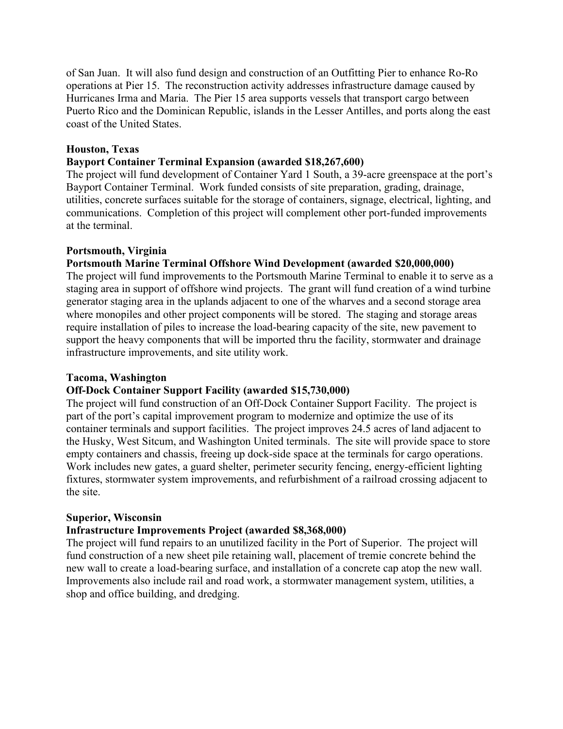of San Juan. It will also fund design and construction of an Outfitting Pier to enhance Ro-Ro operations at Pier 15. The reconstruction activity addresses infrastructure damage caused by Hurricanes Irma and Maria. The Pier 15 area supports vessels that transport cargo between Puerto Rico and the Dominican Republic, islands in the Lesser Antilles, and ports along the east coast of the United States.

**Houston, Texas**
**Bayport Container Terminal Expansion (awarded $18,267,600)**
The project will fund development of Container Yard 1 South, a 39-acre greenspace at the port's Bayport Container Terminal. Work funded consists of site preparation, grading, drainage, utilities, concrete surfaces suitable for the storage of containers, signage, electrical, lighting, and communications. Completion of this project will complement other port-funded improvements at the terminal.

**Portsmouth, Virginia**
**Portsmouth Marine Terminal Offshore Wind Development (awarded $20,000,000)**
The project will fund improvements to the Portsmouth Marine Terminal to enable it to serve as a staging area in support of offshore wind projects. The grant will fund creation of a wind turbine generator staging area in the uplands adjacent to one of the wharves and a second storage area where monopiles and other project components will be stored. The staging and storage areas require installation of piles to increase the load-bearing capacity of the site, new pavement to support the heavy components that will be imported thru the facility, stormwater and drainage infrastructure improvements, and site utility work.

**Tacoma, Washington**
**Off-Dock Container Support Facility (awarded $15,730,000)**
The project will fund construction of an Off-Dock Container Support Facility. The project is part of the port's capital improvement program to modernize and optimize the use of its container terminals and support facilities. The project improves 24.5 acres of land adjacent to the Husky, West Sitcum, and Washington United terminals. The site will provide space to store empty containers and chassis, freeing up dock-side space at the terminals for cargo operations. Work includes new gates, a guard shelter, perimeter security fencing, energy-efficient lighting fixtures, stormwater system improvements, and refurbishment of a railroad crossing adjacent to the site.

**Superior, Wisconsin**
**Infrastructure Improvements Project (awarded $8,368,000)**
The project will fund repairs to an unutilized facility in the Port of Superior. The project will fund construction of a new sheet pile retaining wall, placement of tremie concrete behind the new wall to create a load-bearing surface, and installation of a concrete cap atop the new wall. Improvements also include rail and road work, a stormwater management system, utilities, a shop and office building, and dredging.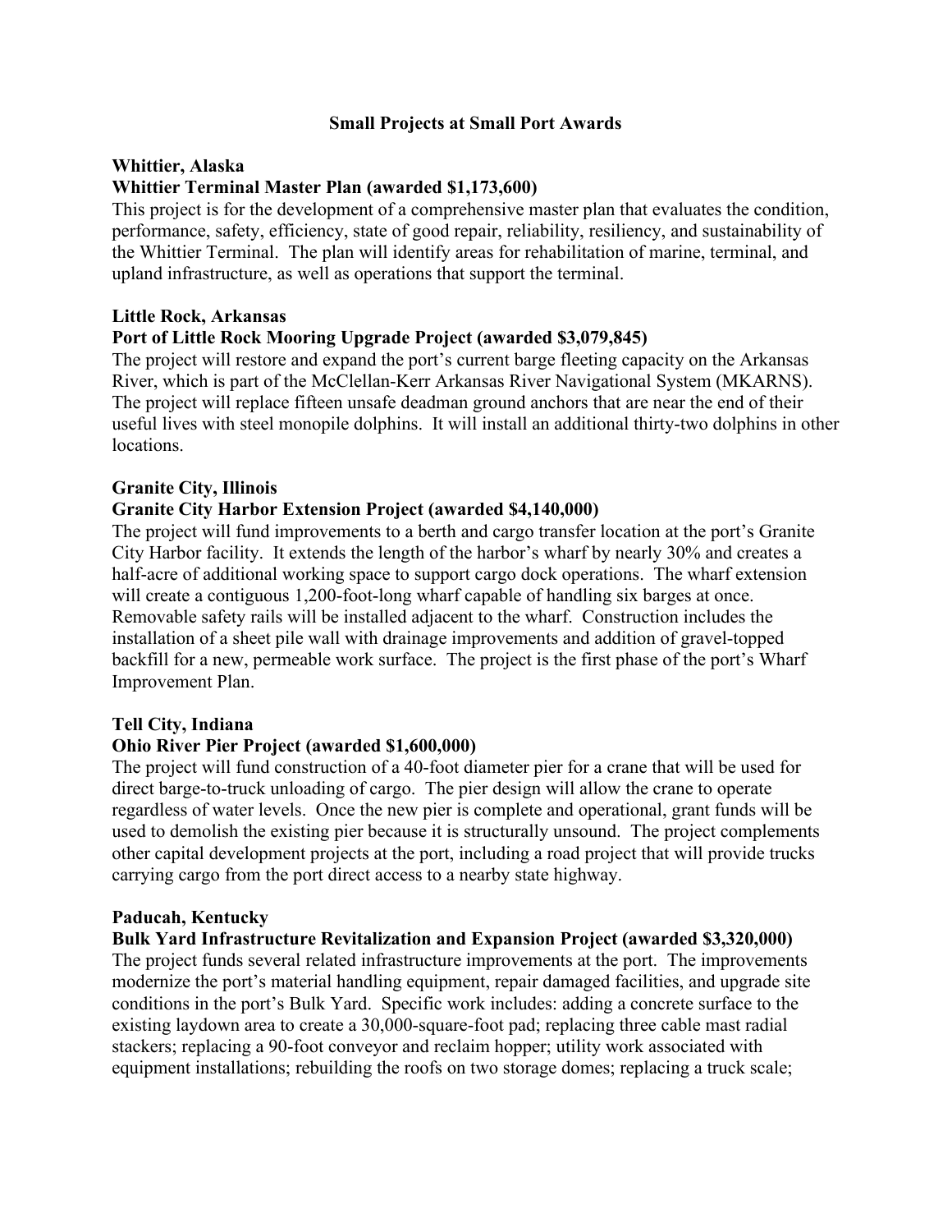## Small Projects at Small Port Awards

**Whittier, Alaska**

**Whittier Terminal Master Plan (awarded $1,173,600)**

This project is for the development of a comprehensive master plan that evaluates the condition, performance, safety, efficiency, state of good repair, reliability, resiliency, and sustainability of the Whittier Terminal. The plan will identify areas for rehabilitation of marine, terminal, and upland infrastructure, as well as operations that support the terminal.

**Little Rock, Arkansas**

**Port of Little Rock Mooring Upgrade Project (awarded $3,079,845)**

The project will restore and expand the port's current barge fleeting capacity on the Arkansas River, which is part of the McClellan-Kerr Arkansas River Navigational System (MKARNS). The project will replace fifteen unsafe deadman ground anchors that are near the end of their useful lives with steel monopile dolphins. It will install an additional thirty-two dolphins in other locations.

**Granite City, Illinois**

**Granite City Harbor Extension Project (awarded $4,140,000)**

The project will fund improvements to a berth and cargo transfer location at the port's Granite City Harbor facility. It extends the length of the harbor's wharf by nearly 30% and creates a half-acre of additional working space to support cargo dock operations. The wharf extension will create a contiguous 1,200-foot-long wharf capable of handling six barges at once. Removable safety rails will be installed adjacent to the wharf. Construction includes the installation of a sheet pile wall with drainage improvements and addition of gravel-topped backfill for a new, permeable work surface. The project is the first phase of the port's Wharf Improvement Plan.

**Tell City, Indiana**

**Ohio River Pier Project (awarded $1,600,000)**

The project will fund construction of a 40-foot diameter pier for a crane that will be used for direct barge-to-truck unloading of cargo. The pier design will allow the crane to operate regardless of water levels. Once the new pier is complete and operational, grant funds will be used to demolish the existing pier because it is structurally unsound. The project complements other capital development projects at the port, including a road project that will provide trucks carrying cargo from the port direct access to a nearby state highway.

**Paducah, Kentucky**

**Bulk Yard Infrastructure Revitalization and Expansion Project (awarded $3,320,000)**

The project funds several related infrastructure improvements at the port. The improvements modernize the port's material handling equipment, repair damaged facilities, and upgrade site conditions in the port's Bulk Yard. Specific work includes: adding a concrete surface to the existing laydown area to create a 30,000-square-foot pad; replacing three cable mast radial stackers; replacing a 90-foot conveyor and reclaim hopper; utility work associated with equipment installations; rebuilding the roofs on two storage domes; replacing a truck scale;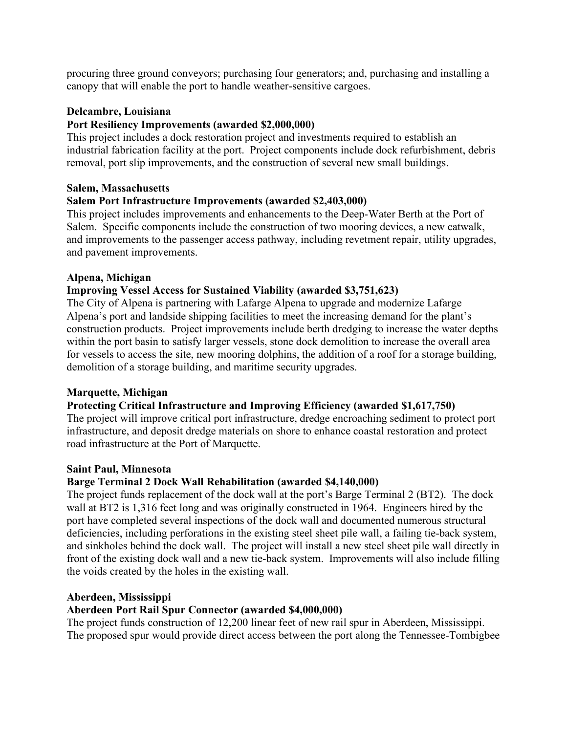procuring three ground conveyors; purchasing four generators; and, purchasing and installing a canopy that will enable the port to handle weather-sensitive cargoes.

**Delcambre, Louisiana**
**Port Resiliency Improvements (awarded $2,000,000)**
This project includes a dock restoration project and investments required to establish an industrial fabrication facility at the port. Project components include dock refurbishment, debris removal, port slip improvements, and the construction of several new small buildings.

**Salem, Massachusetts**
**Salem Port Infrastructure Improvements (awarded $2,403,000)**
This project includes improvements and enhancements to the Deep-Water Berth at the Port of Salem. Specific components include the construction of two mooring devices, a new catwalk, and improvements to the passenger access pathway, including revetment repair, utility upgrades, and pavement improvements.

**Alpena, Michigan**
**Improving Vessel Access for Sustained Viability (awarded $3,751,623)**
The City of Alpena is partnering with Lafarge Alpena to upgrade and modernize Lafarge Alpena's port and landside shipping facilities to meet the increasing demand for the plant's construction products. Project improvements include berth dredging to increase the water depths within the port basin to satisfy larger vessels, stone dock demolition to increase the overall area for vessels to access the site, new mooring dolphins, the addition of a roof for a storage building, demolition of a storage building, and maritime security upgrades.

**Marquette, Michigan**
**Protecting Critical Infrastructure and Improving Efficiency (awarded $1,617,750)**
The project will improve critical port infrastructure, dredge encroaching sediment to protect port infrastructure, and deposit dredge materials on shore to enhance coastal restoration and protect road infrastructure at the Port of Marquette.

**Saint Paul, Minnesota**
**Barge Terminal 2 Dock Wall Rehabilitation (awarded $4,140,000)**
The project funds replacement of the dock wall at the port's Barge Terminal 2 (BT2). The dock wall at BT2 is 1,316 feet long and was originally constructed in 1964. Engineers hired by the port have completed several inspections of the dock wall and documented numerous structural deficiencies, including perforations in the existing steel sheet pile wall, a failing tie-back system, and sinkholes behind the dock wall. The project will install a new steel sheet pile wall directly in front of the existing dock wall and a new tie-back system. Improvements will also include filling the voids created by the holes in the existing wall.

**Aberdeen, Mississippi**
**Aberdeen Port Rail Spur Connector (awarded $4,000,000)**
The project funds construction of 12,200 linear feet of new rail spur in Aberdeen, Mississippi. The proposed spur would provide direct access between the port along the Tennessee-Tombigbee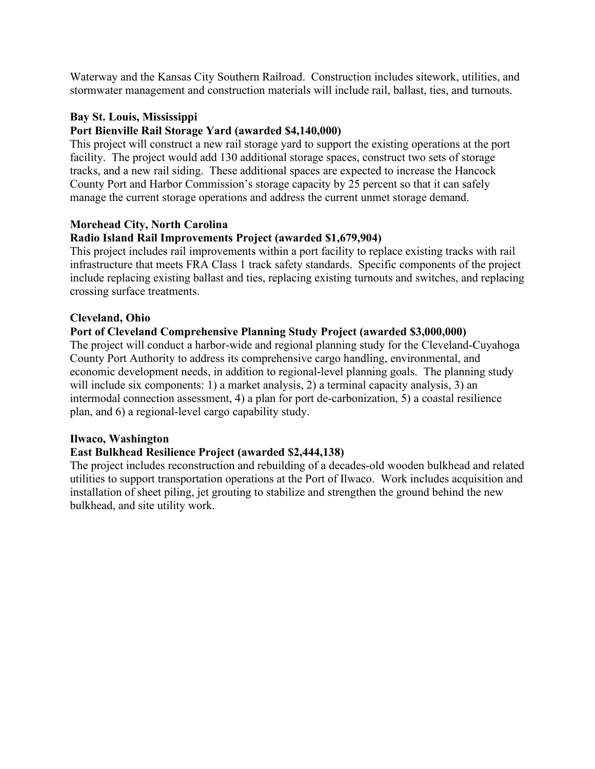Waterway and the Kansas City Southern Railroad. Construction includes sitework, utilities, and stormwater management and construction materials will include rail, ballast, ties, and turnouts.

**Bay St. Louis, Mississippi**
**Port Bienville Rail Storage Yard (awarded $4,140,000)**

This project will construct a new rail storage yard to support the existing operations at the port facility. The project would add 130 additional storage spaces, construct two sets of storage tracks, and a new rail siding. These additional spaces are expected to increase the Hancock County Port and Harbor Commission's storage capacity by 25 percent so that it can safely manage the current storage operations and address the current unmet storage demand.

**Morehead City, North Carolina**
**Radio Island Rail Improvements Project (awarded $1,679,904)**

This project includes rail improvements within a port facility to replace existing tracks with rail infrastructure that meets FRA Class 1 track safety standards. Specific components of the project include replacing existing ballast and ties, replacing existing turnouts and switches, and replacing crossing surface treatments.

**Cleveland, Ohio**
**Port of Cleveland Comprehensive Planning Study Project (awarded $3,000,000)**

The project will conduct a harbor-wide and regional planning study for the Cleveland-Cuyahoga County Port Authority to address its comprehensive cargo handling, environmental, and economic development needs, in addition to regional-level planning goals. The planning study will include six components: 1) a market analysis, 2) a terminal capacity analysis, 3) an intermodal connection assessment, 4) a plan for port de-carbonization, 5) a coastal resilience plan, and 6) a regional-level cargo capability study.

**Ilwaco, Washington**
**East Bulkhead Resilience Project (awarded $2,444,138)**

The project includes reconstruction and rebuilding of a decades-old wooden bulkhead and related utilities to support transportation operations at the Port of Ilwaco. Work includes acquisition and installation of sheet piling, jet grouting to stabilize and strengthen the ground behind the new bulkhead, and site utility work.